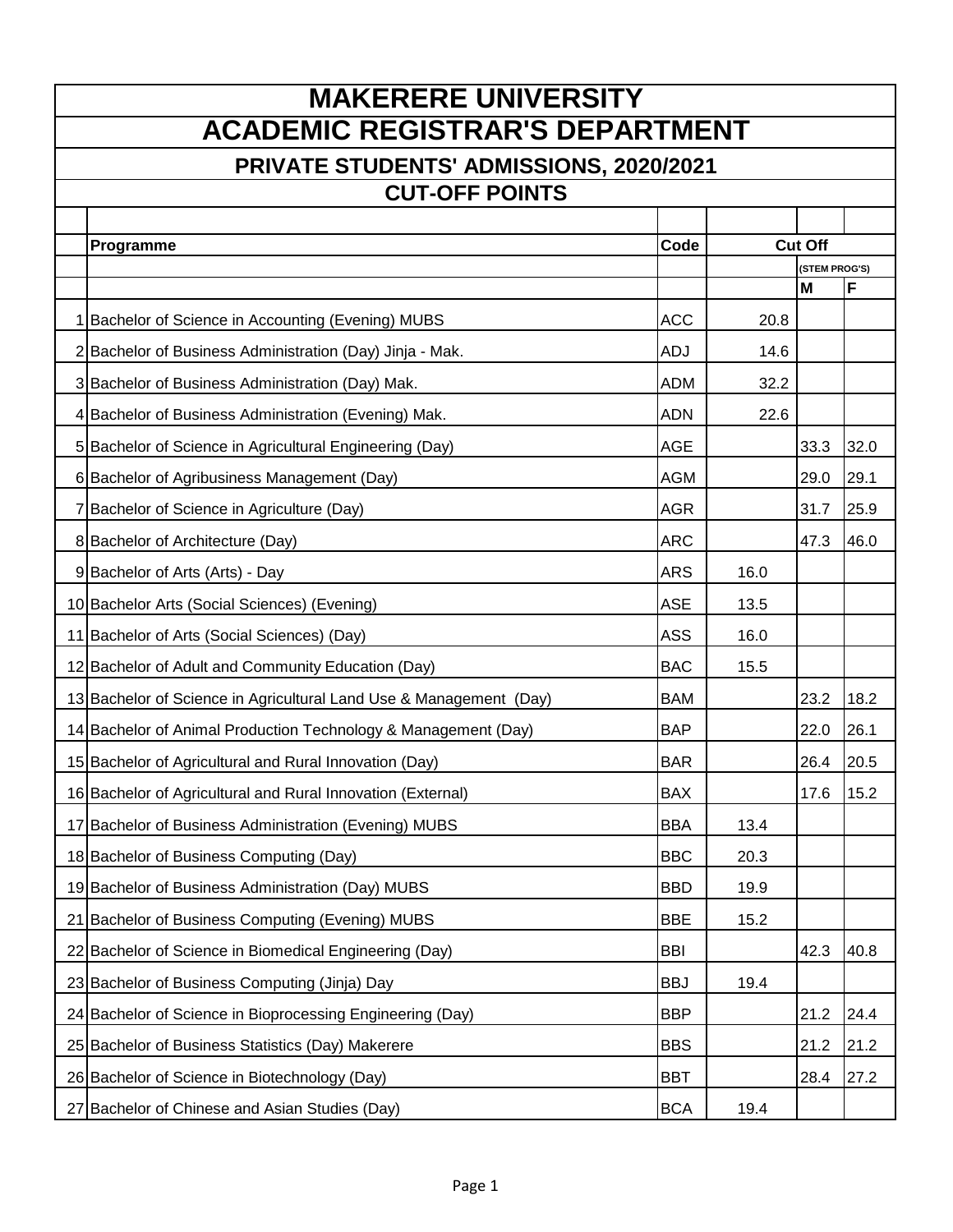# MAKERERE UNIVERSITY

# ACADEMIC REGISTRAR'S DEPARTMENT

## PRIVATE STUDENTS' ADMISSIONS, 2020/2021

## CUT-OFF POINTS

| | Programme | Code | Cut Off | | |
|---|---|---|---|---|---|
| | | | | (STEM PROG'S) | |
| | | | | M | F |
| 1 | Bachelor of Science in Accounting (Evening) MUBS | ACC | 20.8 | | |
| 2 | Bachelor of Business Administration (Day) Jinja - Mak. | ADJ | 14.6 | | |
| 3 | Bachelor of Business Administration (Day) Mak. | ADM | 32.2 | | |
| 4 | Bachelor of Business Administration (Evening) Mak. | ADN | 22.6 | | |
| 5 | Bachelor of Science in Agricultural Engineering (Day) | AGE | | 33.3 | 32.0 |
| 6 | Bachelor of Agribusiness Management (Day) | AGM | | 29.0 | 29.1 |
| 7 | Bachelor of Science in Agriculture (Day) | AGR | | 31.7 | 25.9 |
| 8 | Bachelor of Architecture (Day) | ARC | | 47.3 | 46.0 |
| 9 | Bachelor of Arts (Arts) - Day | ARS | 16.0 | | |
| 10 | Bachelor Arts (Social Sciences) (Evening) | ASE | 13.5 | | |
| 11 | Bachelor of Arts (Social Sciences) (Day) | ASS | 16.0 | | |
| 12 | Bachelor of Adult and Community Education (Day) | BAC | 15.5 | | |
| 13 | Bachelor of Science in Agricultural Land Use & Management (Day) | BAM | | 23.2 | 18.2 |
| 14 | Bachelor of Animal Production Technology & Management (Day) | BAP | | 22.0 | 26.1 |
| 15 | Bachelor of Agricultural and Rural Innovation (Day) | BAR | | 26.4 | 20.5 |
| 16 | Bachelor of Agricultural and Rural Innovation (External) | BAX | | 17.6 | 15.2 |
| 17 | Bachelor of Business Administration (Evening) MUBS | BBA | 13.4 | | |
| 18 | Bachelor of Business Computing (Day) | BBC | 20.3 | | |
| 19 | Bachelor of Business Administration (Day) MUBS | BBD | 19.9 | | |
| 21 | Bachelor of Business Computing (Evening) MUBS | BBE | 15.2 | | |
| 22 | Bachelor of Science in Biomedical Engineering (Day) | BBI | | 42.3 | 40.8 |
| 23 | Bachelor of Business Computing (Jinja) Day | BBJ | 19.4 | | |
| 24 | Bachelor of Science in Bioprocessing Engineering (Day) | BBP | | 21.2 | 24.4 |
| 25 | Bachelor of Business Statistics (Day) Makerere | BBS | | 21.2 | 21.2 |
| 26 | Bachelor of Science in Biotechnology (Day) | BBT | | 28.4 | 27.2 |
| 27 | Bachelor of Chinese and Asian Studies (Day) | BCA | 19.4 | | |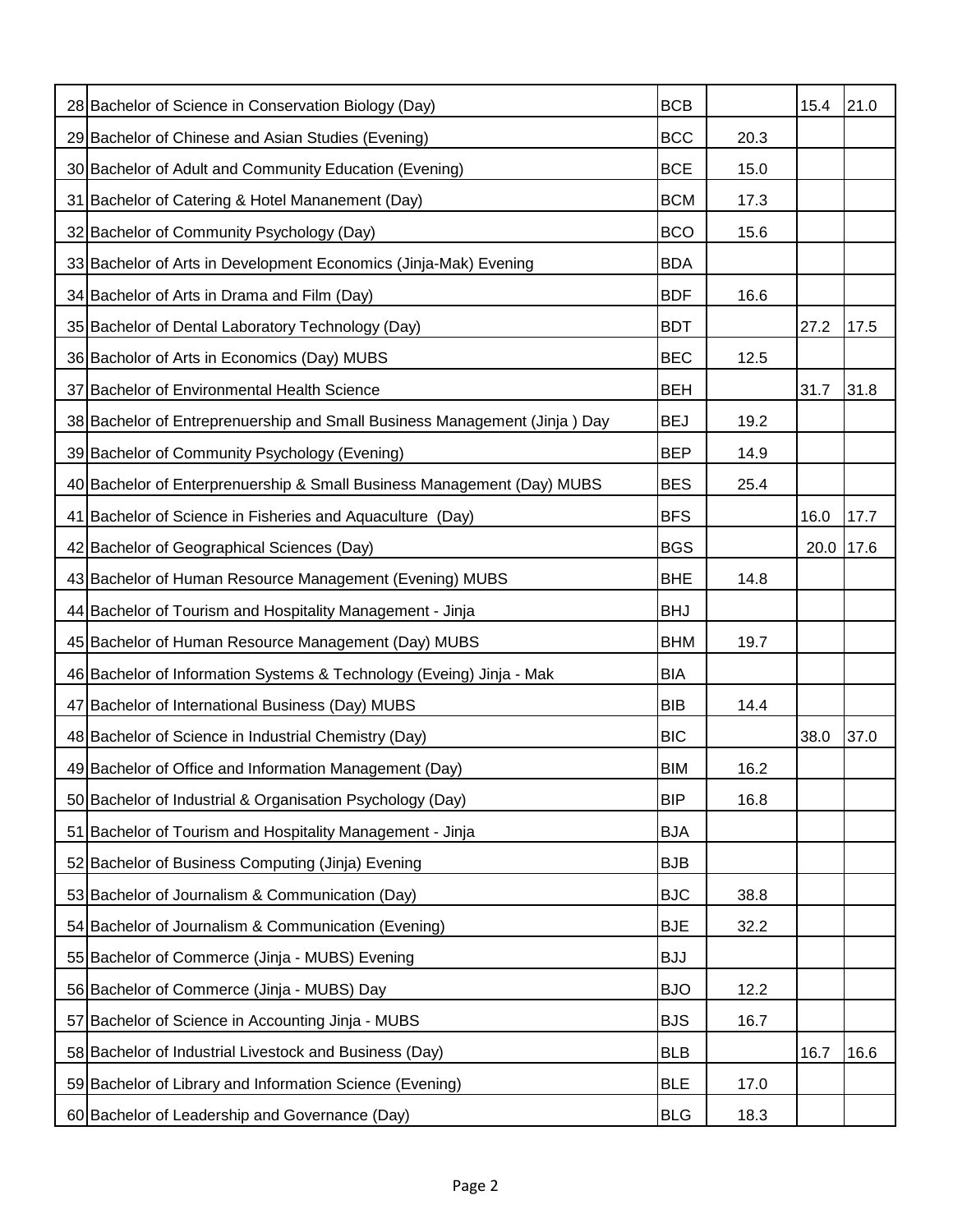| | | | | | |
|---|---|---|---|---|---|
| 28 | Bachelor of Science in Conservation Biology (Day) | BCB | | 15.4 | 21.0 |
| 29 | Bachelor of Chinese and Asian Studies (Evening) | BCC | 20.3 | | |
| 30 | Bachelor of Adult and Community Education (Evening) | BCE | 15.0 | | |
| 31 | Bachelor of Catering & Hotel Mananement (Day) | BCM | 17.3 | | |
| 32 | Bachelor of Community Psychology (Day) | BCO | 15.6 | | |
| 33 | Bachelor of Arts in Development Economics (Jinja-Mak) Evening | BDA | | | |
| 34 | Bachelor of Arts in Drama and Film (Day) | BDF | 16.6 | | |
| 35 | Bachelor of Dental Laboratory Technology (Day) | BDT | | 27.2 | 17.5 |
| 36 | Bacholor of Arts in Economics (Day) MUBS | BEC | 12.5 | | |
| 37 | Bachelor of Environmental Health Science | BEH | | 31.7 | 31.8 |
| 38 | Bachelor of Entreprenuership and Small Business Management (Jinja ) Day | BEJ | 19.2 | | |
| 39 | Bachelor of Community Psychology (Evening) | BEP | 14.9 | | |
| 40 | Bachelor of Enterprenuership & Small Business Management (Day) MUBS | BES | 25.4 | | |
| 41 | Bachelor of Science in Fisheries and Aquaculture (Day) | BFS | | 16.0 | 17.7 |
| 42 | Bachelor of Geographical Sciences (Day) | BGS | | 20.0 | 17.6 |
| 43 | Bachelor of Human Resource Management (Evening) MUBS | BHE | 14.8 | | |
| 44 | Bachelor of Tourism and Hospitality Management - Jinja | BHJ | | | |
| 45 | Bachelor of Human Resource Management (Day) MUBS | BHM | 19.7 | | |
| 46 | Bachelor of Information Systems & Technology (Eveing) Jinja - Mak | BIA | | | |
| 47 | Bachelor of International Business (Day) MUBS | BIB | 14.4 | | |
| 48 | Bachelor of Science in Industrial Chemistry (Day) | BIC | | 38.0 | 37.0 |
| 49 | Bachelor of Office and Information Management (Day) | BIM | 16.2 | | |
| 50 | Bachelor of Industrial & Organisation Psychology (Day) | BIP | 16.8 | | |
| 51 | Bachelor of Tourism and Hospitality Management - Jinja | BJA | | | |
| 52 | Bachelor of Business Computing (Jinja) Evening | BJB | | | |
| 53 | Bachelor of Journalism & Communication (Day) | BJC | 38.8 | | |
| 54 | Bachelor of Journalism & Communication (Evening) | BJE | 32.2 | | |
| 55 | Bachelor of Commerce (Jinja - MUBS) Evening | BJJ | | | |
| 56 | Bachelor of Commerce (Jinja - MUBS) Day | BJO | 12.2 | | |
| 57 | Bachelor of Science in Accounting Jinja - MUBS | BJS | 16.7 | | |
| 58 | Bachelor of Industrial Livestock and Business (Day) | BLB | | 16.7 | 16.6 |
| 59 | Bachelor of Library and Information Science (Evening) | BLE | 17.0 | | |
| 60 | Bachelor of Leadership and Governance (Day) | BLG | 18.3 | | |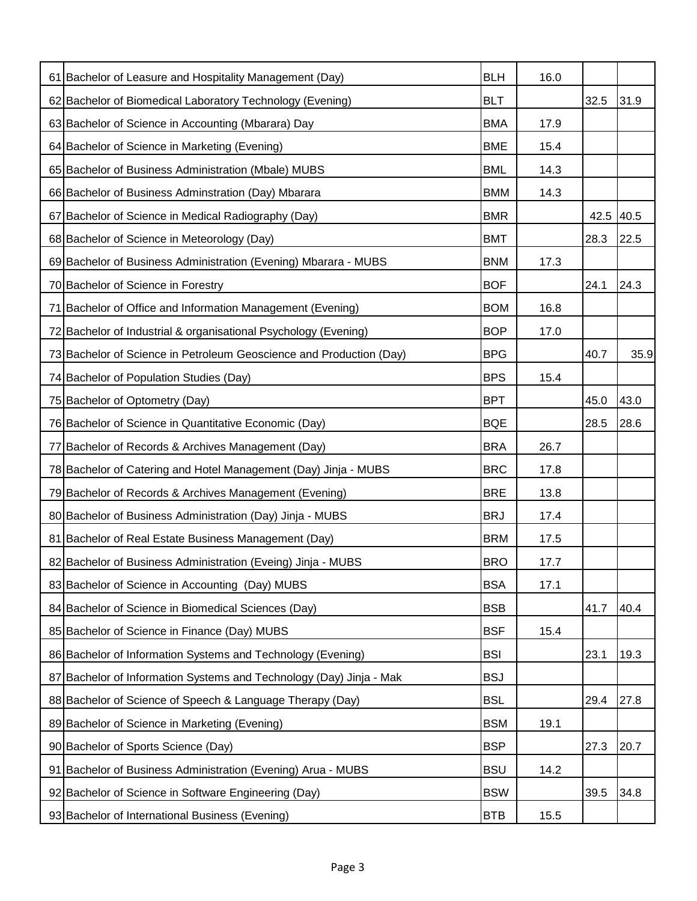| | | | | | |
|---|---|---|---|---|---|
| 61 | Bachelor of Leasure and Hospitality Management (Day) | BLH | 16.0 | | |
| 62 | Bachelor of Biomedical Laboratory Technology (Evening) | BLT | | 32.5 | 31.9 |
| 63 | Bachelor of Science in Accounting (Mbarara) Day | BMA | 17.9 | | |
| 64 | Bachelor of Science in Marketing (Evening) | BME | 15.4 | | |
| 65 | Bachelor of Business Administration (Mbale) MUBS | BML | 14.3 | | |
| 66 | Bachelor of Business Adminstration (Day) Mbarara | BMM | 14.3 | | |
| 67 | Bachelor of Science in Medical Radiography (Day) | BMR | | 42.5 | 40.5 |
| 68 | Bachelor of Science in Meteorology (Day) | BMT | | 28.3 | 22.5 |
| 69 | Bachelor of Business Administration (Evening) Mbarara - MUBS | BNM | 17.3 | | |
| 70 | Bachelor of Science in Forestry | BOF | | 24.1 | 24.3 |
| 71 | Bachelor of Office and Information Management (Evening) | BOM | 16.8 | | |
| 72 | Bachelor of Industrial & organisational Psychology (Evening) | BOP | 17.0 | | |
| 73 | Bachelor of Science in Petroleum Geoscience and Production (Day) | BPG | | 40.7 | 35.9 |
| 74 | Bachelor of Population Studies (Day) | BPS | 15.4 | | |
| 75 | Bachelor of Optometry (Day) | BPT | | 45.0 | 43.0 |
| 76 | Bachelor of Science in Quantitative Economic (Day) | BQE | | 28.5 | 28.6 |
| 77 | Bachelor of Records & Archives Management (Day) | BRA | 26.7 | | |
| 78 | Bachelor of Catering and Hotel Management (Day) Jinja - MUBS | BRC | 17.8 | | |
| 79 | Bachelor of Records & Archives Management (Evening) | BRE | 13.8 | | |
| 80 | Bachelor of Business Administration (Day) Jinja - MUBS | BRJ | 17.4 | | |
| 81 | Bachelor of Real Estate Business Management (Day) | BRM | 17.5 | | |
| 82 | Bachelor of Business Administration (Eveing) Jinja - MUBS | BRO | 17.7 | | |
| 83 | Bachelor of Science in Accounting (Day) MUBS | BSA | 17.1 | | |
| 84 | Bachelor of Science in Biomedical Sciences (Day) | BSB | | 41.7 | 40.4 |
| 85 | Bachelor of Science in Finance (Day) MUBS | BSF | 15.4 | | |
| 86 | Bachelor of Information Systems and Technology (Evening) | BSI | | 23.1 | 19.3 |
| 87 | Bachelor of Information Systems and Technology (Day) Jinja - Mak | BSJ | | | |
| 88 | Bachelor of Science of Speech & Language Therapy (Day) | BSL | | 29.4 | 27.8 |
| 89 | Bachelor of Science in Marketing (Evening) | BSM | 19.1 | | |
| 90 | Bachelor of Sports Science (Day) | BSP | | 27.3 | 20.7 |
| 91 | Bachelor of Business Administration (Evening) Arua - MUBS | BSU | 14.2 | | |
| 92 | Bachelor of Science in Software Engineering (Day) | BSW | | 39.5 | 34.8 |
| 93 | Bachelor of International Business (Evening) | BTB | 15.5 | | |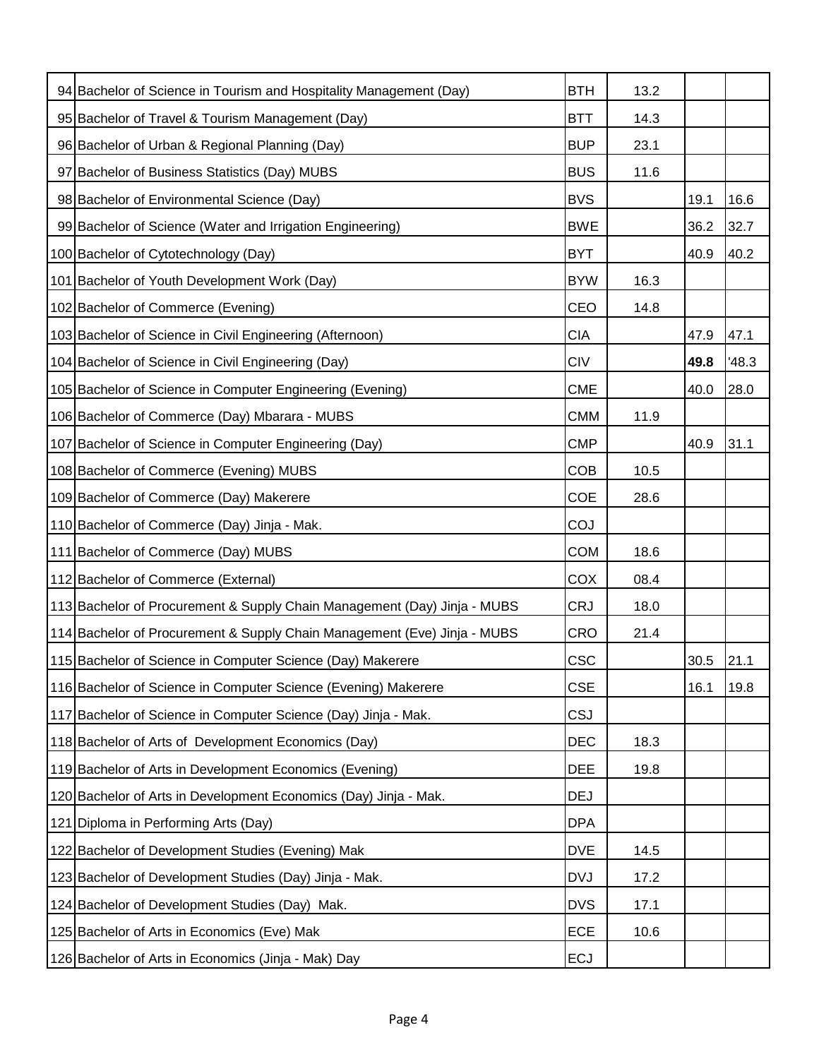| | | | | | |
|---|---|---|---|---|---|
| 94 | Bachelor of Science in Tourism and Hospitality Management (Day) | BTH | 13.2 | | |
| 95 | Bachelor of Travel & Tourism Management (Day) | BTT | 14.3 | | |
| 96 | Bachelor of Urban & Regional Planning (Day) | BUP | 23.1 | | |
| 97 | Bachelor of Business Statistics (Day) MUBS | BUS | 11.6 | | |
| 98 | Bachelor of Environmental Science (Day) | BVS | | 19.1 | 16.6 |
| 99 | Bachelor of Science (Water and Irrigation Engineering) | BWE | | 36.2 | 32.7 |
| 100 | Bachelor of Cytotechnology (Day) | BYT | | 40.9 | 40.2 |
| 101 | Bachelor of Youth Development Work (Day) | BYW | 16.3 | | |
| 102 | Bachelor of Commerce (Evening) | CEO | 14.8 | | |
| 103 | Bachelor of Science in Civil Engineering (Afternoon) | CIA | | 47.9 | 47.1 |
| 104 | Bachelor of Science in Civil Engineering (Day) | CIV | | **49.8** | '48.3 |
| 105 | Bachelor of Science in Computer Engineering (Evening) | CME | | 40.0 | 28.0 |
| 106 | Bachelor of Commerce (Day) Mbarara - MUBS | CMM | 11.9 | | |
| 107 | Bachelor of Science in Computer Engineering (Day) | CMP | | 40.9 | 31.1 |
| 108 | Bachelor of Commerce (Evening) MUBS | COB | 10.5 | | |
| 109 | Bachelor of Commerce (Day) Makerere | COE | 28.6 | | |
| 110 | Bachelor of Commerce (Day) Jinja - Mak. | COJ | | | |
| 111 | Bachelor of Commerce (Day) MUBS | COM | 18.6 | | |
| 112 | Bachelor of Commerce (External) | COX | 08.4 | | |
| 113 | Bachelor of Procurement & Supply Chain Management (Day) Jinja - MUBS | CRJ | 18.0 | | |
| 114 | Bachelor of Procurement & Supply Chain Management (Eve) Jinja - MUBS | CRO | 21.4 | | |
| 115 | Bachelor of Science in Computer Science (Day) Makerere | CSC | | 30.5 | 21.1 |
| 116 | Bachelor of Science in Computer Science (Evening) Makerere | CSE | | 16.1 | 19.8 |
| 117 | Bachelor of Science in Computer Science (Day) Jinja - Mak. | CSJ | | | |
| 118 | Bachelor of Arts of Development Economics (Day) | DEC | 18.3 | | |
| 119 | Bachelor of Arts in Development Economics (Evening) | DEE | 19.8 | | |
| 120 | Bachelor of Arts in Development Economics (Day) Jinja - Mak. | DEJ | | | |
| 121 | Diploma in Performing Arts (Day) | DPA | | | |
| 122 | Bachelor of Development Studies (Evening) Mak | DVE | 14.5 | | |
| 123 | Bachelor of Development Studies (Day) Jinja - Mak. | DVJ | 17.2 | | |
| 124 | Bachelor of Development Studies (Day) Mak. | DVS | 17.1 | | |
| 125 | Bachelor of Arts in Economics (Eve) Mak | ECE | 10.6 | | |
| 126 | Bachelor of Arts in Economics (Jinja - Mak) Day | ECJ | | | |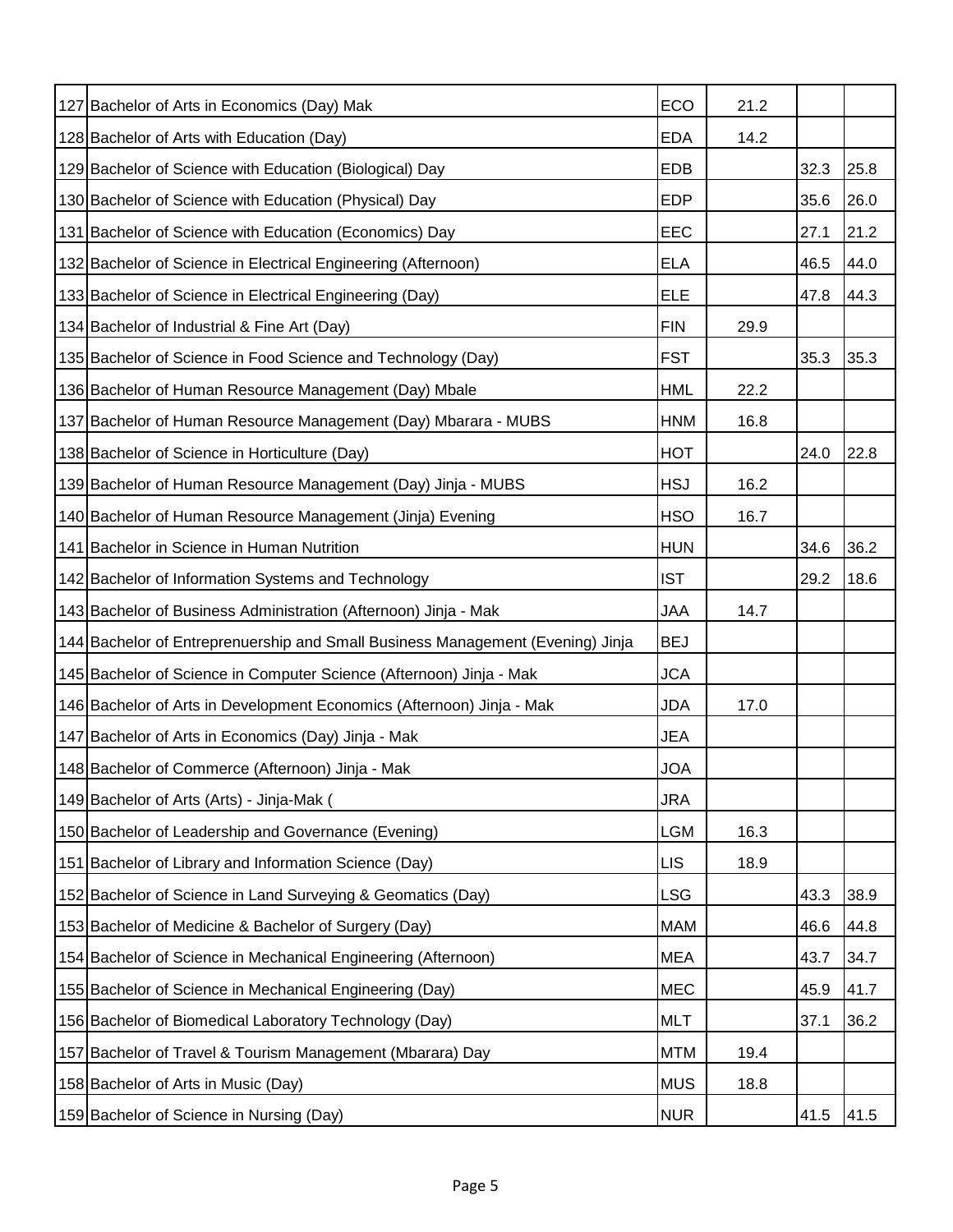| | | | | | |
|---|---|---|---|---|---|
| 127 | Bachelor of Arts in Economics (Day) Mak | ECO | 21.2 | | |
| 128 | Bachelor of Arts with Education (Day) | EDA | 14.2 | | |
| 129 | Bachelor of Science with Education (Biological) Day | EDB | | 32.3 | 25.8 |
| 130 | Bachelor of Science with Education (Physical) Day | EDP | | 35.6 | 26.0 |
| 131 | Bachelor of Science with Education (Economics) Day | EEC | | 27.1 | 21.2 |
| 132 | Bachelor of Science in Electrical Engineering (Afternoon) | ELA | | 46.5 | 44.0 |
| 133 | Bachelor of Science in Electrical Engineering (Day) | ELE | | 47.8 | 44.3 |
| 134 | Bachelor of Industrial & Fine Art (Day) | FIN | 29.9 | | |
| 135 | Bachelor of Science in Food Science and Technology (Day) | FST | | 35.3 | 35.3 |
| 136 | Bachelor of Human Resource Management (Day) Mbale | HML | 22.2 | | |
| 137 | Bachelor of Human Resource Management (Day) Mbarara - MUBS | HNM | 16.8 | | |
| 138 | Bachelor of Science in Horticulture (Day) | HOT | | 24.0 | 22.8 |
| 139 | Bachelor of Human Resource Management (Day) Jinja - MUBS | HSJ | 16.2 | | |
| 140 | Bachelor of Human Resource Management (Jinja) Evening | HSO | 16.7 | | |
| 141 | Bachelor in Science in Human Nutrition | HUN | | 34.6 | 36.2 |
| 142 | Bachelor of Information Systems and Technology | IST | | 29.2 | 18.6 |
| 143 | Bachelor of Business Administration (Afternoon) Jinja - Mak | JAA | 14.7 | | |
| 144 | Bachelor of Entreprenuership and Small Business Management (Evening) Jinja | BEJ | | | |
| 145 | Bachelor of Science in Computer Science (Afternoon) Jinja - Mak | JCA | | | |
| 146 | Bachelor of Arts in Development Economics (Afternoon) Jinja - Mak | JDA | 17.0 | | |
| 147 | Bachelor of Arts in Economics (Day) Jinja - Mak | JEA | | | |
| 148 | Bachelor of Commerce (Afternoon) Jinja - Mak | JOA | | | |
| 149 | Bachelor of Arts (Arts) - Jinja-Mak ( | JRA | | | |
| 150 | Bachelor of Leadership and Governance (Evening) | LGM | 16.3 | | |
| 151 | Bachelor of Library and Information Science (Day) | LIS | 18.9 | | |
| 152 | Bachelor of Science in Land Surveying & Geomatics (Day) | LSG | | 43.3 | 38.9 |
| 153 | Bachelor of Medicine & Bachelor of Surgery (Day) | MAM | | 46.6 | 44.8 |
| 154 | Bachelor of Science in Mechanical Engineering (Afternoon) | MEA | | 43.7 | 34.7 |
| 155 | Bachelor of Science in Mechanical Engineering (Day) | MEC | | 45.9 | 41.7 |
| 156 | Bachelor of Biomedical Laboratory Technology (Day) | MLT | | 37.1 | 36.2 |
| 157 | Bachelor of Travel & Tourism Management (Mbarara) Day | MTM | 19.4 | | |
| 158 | Bachelor of Arts in Music (Day) | MUS | 18.8 | | |
| 159 | Bachelor of Science in Nursing (Day) | NUR | | 41.5 | 41.5 |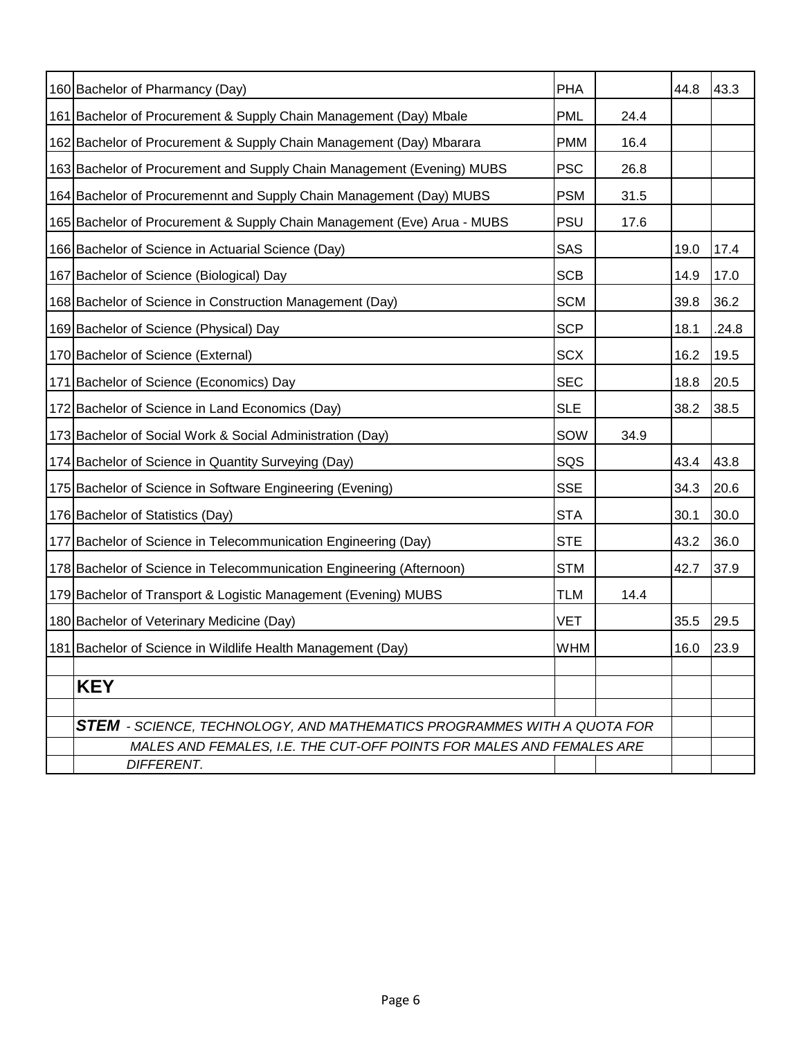| | | | | | |
|---|---|---|---|---|---|
| 160 | Bachelor of Pharmancy (Day) | PHA | | 44.8 | 43.3 |
| 161 | Bachelor of Procurement & Supply Chain Management (Day) Mbale | PML | 24.4 | | |
| 162 | Bachelor of Procurement & Supply Chain Management (Day) Mbarara | PMM | 16.4 | | |
| 163 | Bachelor of Procurement and Supply Chain Management (Evening) MUBS | PSC | 26.8 | | |
| 164 | Bachelor of Procuremennt and Supply Chain Management (Day) MUBS | PSM | 31.5 | | |
| 165 | Bachelor of Procurement & Supply Chain Management (Eve) Arua - MUBS | PSU | 17.6 | | |
| 166 | Bachelor of Science in Actuarial Science (Day) | SAS | | 19.0 | 17.4 |
| 167 | Bachelor of Science (Biological) Day | SCB | | 14.9 | 17.0 |
| 168 | Bachelor of Science in Construction Management (Day) | SCM | | 39.8 | 36.2 |
| 169 | Bachelor of Science (Physical) Day | SCP | | 18.1 | .24.8 |
| 170 | Bachelor of Science (External) | SCX | | 16.2 | 19.5 |
| 171 | Bachelor of Science (Economics) Day | SEC | | 18.8 | 20.5 |
| 172 | Bachelor of Science in Land Economics (Day) | SLE | | 38.2 | 38.5 |
| 173 | Bachelor of Social Work & Social Administration (Day) | SOW | 34.9 | | |
| 174 | Bachelor of Science in Quantity Surveying (Day) | SQS | | 43.4 | 43.8 |
| 175 | Bachelor of Science in Software Engineering (Evening) | SSE | | 34.3 | 20.6 |
| 176 | Bachelor of Statistics (Day) | STA | | 30.1 | 30.0 |
| 177 | Bachelor of Science in Telecommunication Engineering (Day) | STE | | 43.2 | 36.0 |
| 178 | Bachelor of Science in Telecommunication Engineering (Afternoon) | STM | | 42.7 | 37.9 |
| 179 | Bachelor of Transport & Logistic Management (Evening) MUBS | TLM | 14.4 | | |
| 180 | Bachelor of Veterinary Medicine (Day) | VET | | 35.5 | 29.5 |
| 181 | Bachelor of Science in Wildlife Health Management (Day) | WHM | | 16.0 | 23.9 |

**KEY**

***STEM*** *- SCIENCE, TECHNOLOGY, AND MATHEMATICS PROGRAMMES WITH A QUOTA FOR MALES AND FEMALES, I.E. THE CUT-OFF POINTS FOR MALES AND FEMALES ARE DIFFERENT.*